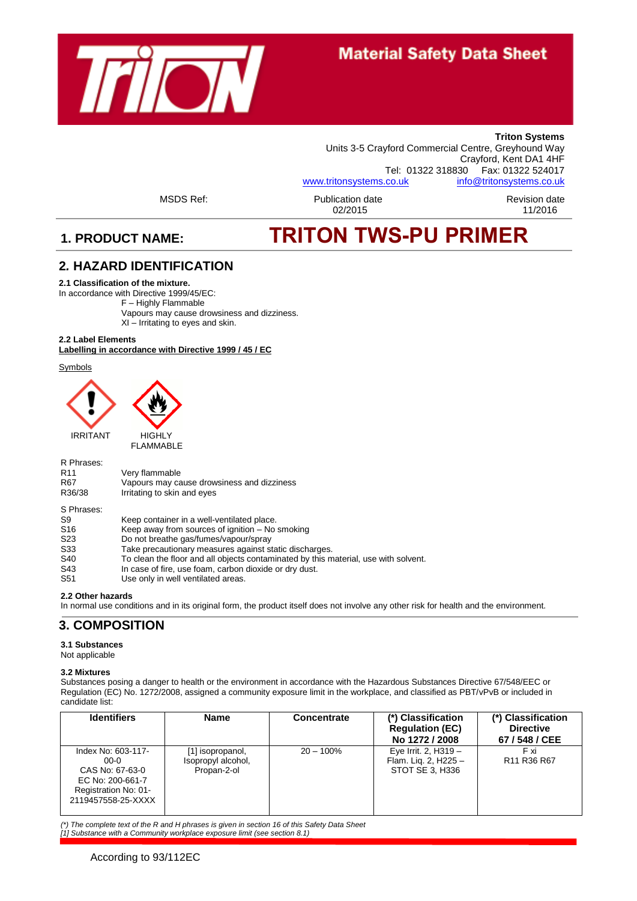# Material Safety Data Sheet

**Triton Systems**
Units 3-5 Crayford Commercial Centre, Greyhound Way
Crayford, Kent DA1 4HF
Tel: 01322 318830 Fax: 01322 524017
www.tritonsystems.co.uk info@tritonsystems.co.uk

MSDS Ref:

Publication date 02/2015

Revision date 11/2016

## 1. PRODUCT NAME: TRITON TWS-PU PRIMER

## 2. HAZARD IDENTIFICATION

### 2.1 Classification of the mixture.

In accordance with Directive 1999/45/EC:

F – Highly Flammable
Vapours may cause drowsiness and dizziness.
XI – Irritating to eyes and skin.

### 2.2 Label Elements

**Labelling in accordance with Directive 1999 / 45 / EC**

Symbols

IRRITANT

HIGHLY FLAMMABLE

R Phrases:

| | |
|---|---|
| R11 | Very flammable |
| R67 | Vapours may cause drowsiness and dizziness |
| R36/38 | Irritating to skin and eyes |

S Phrases:

| | |
|---|---|
| S9 | Keep container in a well-ventilated place. |
| S16 | Keep away from sources of ignition – No smoking |
| S23 | Do not breathe gas/fumes/vapour/spray |
| S33 | Take precautionary measures against static discharges. |
| S40 | To clean the floor and all objects contaminated by this material, use with solvent. |
| S43 | In case of fire, use foam, carbon dioxide or dry dust. |
| S51 | Use only in well ventilated areas. |

### 2.2 Other hazards

In normal use conditions and in its original form, the product itself does not involve any other risk for health and the environment.

## 3. COMPOSITION

### 3.1 Substances

Not applicable

### 3.2 Mixtures

Substances posing a danger to health or the environment in accordance with the Hazardous Substances Directive 67/548/EEC or Regulation (EC) No. 1272/2008, assigned a community exposure limit in the workplace, and classified as PBT/vPvB or included in candidate list:

| Identifiers | Name | Concentrate | (*) Classification Regulation (EC) No 1272 / 2008 | (*) Classification Directive 67 / 548 / CEE |
|---|---|---|---|---|
| Index No: 603-117-00-0<br>CAS No: 67-63-0<br>EC No: 200-661-7<br>Registration No: 01-2119457558-25-XXXX | [1] isopropanol, Isopropyl alcohol, Propan-2-ol | 20 – 100% | Eye Irrit. 2, H319 – Flam. Liq. 2, H225 – STOT SE 3, H336 | F xi<br>R11 R36 R67 |

*(\*) The complete text of the R and H phrases is given in section 16 of this Safety Data Sheet*
*[1] Substance with a Community workplace exposure limit (see section 8.1)*

According to 93/112EC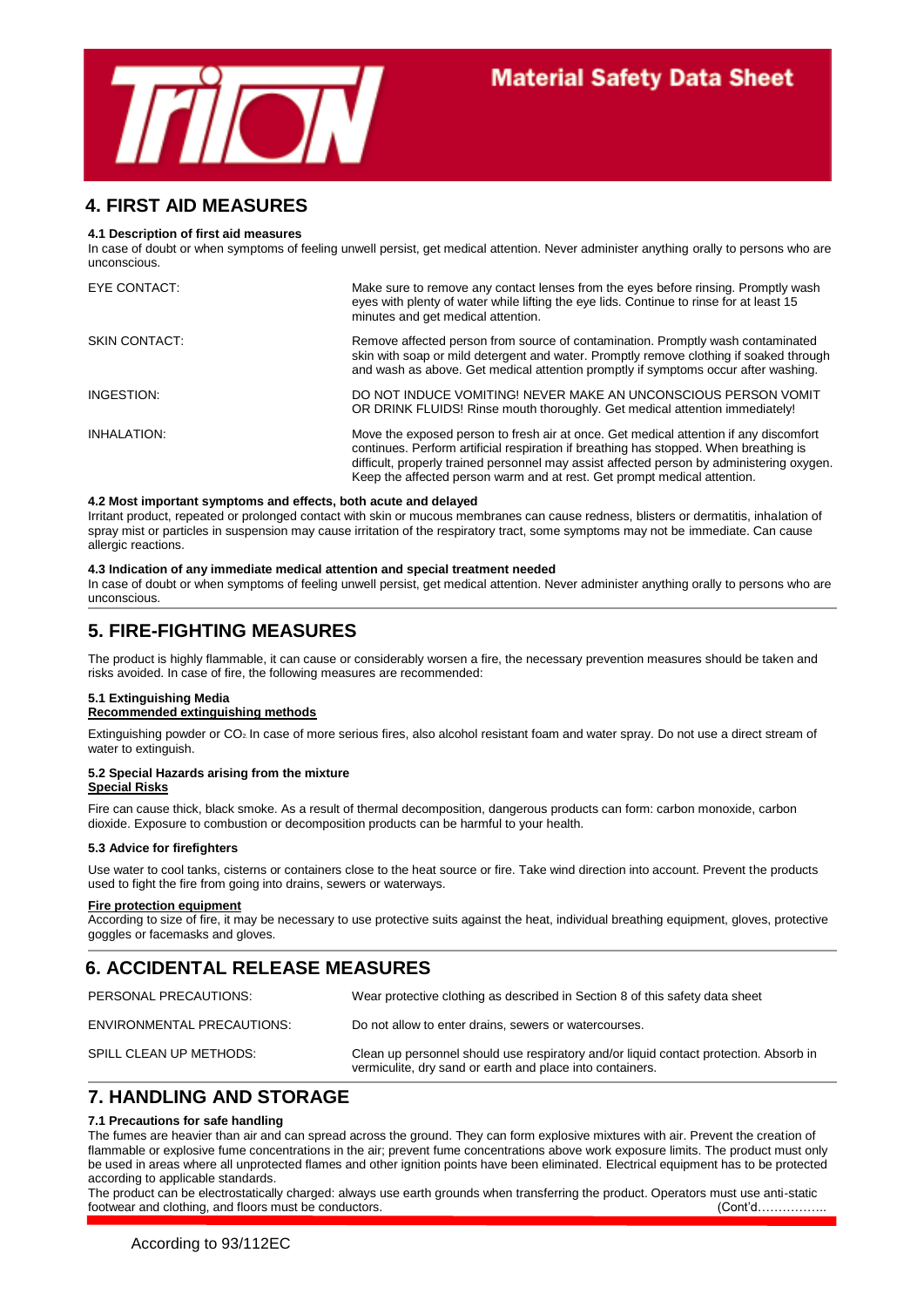## 4. FIRST AID MEASURES

**4.1 Description of first aid measures**

In case of doubt or when symptoms of feeling unwell persist, get medical attention. Never administer anything orally to persons who are unconscious.

| | |
|---|---|
| EYE CONTACT: | Make sure to remove any contact lenses from the eyes before rinsing. Promptly wash eyes with plenty of water while lifting the eye lids. Continue to rinse for at least 15 minutes and get medical attention. |
| SKIN CONTACT: | Remove affected person from source of contamination. Promptly wash contaminated skin with soap or mild detergent and water. Promptly remove clothing if soaked through and wash as above. Get medical attention promptly if symptoms occur after washing. |
| INGESTION: | DO NOT INDUCE VOMITING! NEVER MAKE AN UNCONSCIOUS PERSON VOMIT OR DRINK FLUIDS! Rinse mouth thoroughly. Get medical attention immediately! |
| INHALATION: | Move the exposed person to fresh air at once. Get medical attention if any discomfort continues. Perform artificial respiration if breathing has stopped. When breathing is difficult, properly trained personnel may assist affected person by administering oxygen. Keep the affected person warm and at rest. Get prompt medical attention. |

**4.2 Most important symptoms and effects, both acute and delayed**

Irritant product, repeated or prolonged contact with skin or mucous membranes can cause redness, blisters or dermatitis, inhalation of spray mist or particles in suspension may cause irritation of the respiratory tract, some symptoms may not be immediate. Can cause allergic reactions.

**4.3 Indication of any immediate medical attention and special treatment needed**

In case of doubt or when symptoms of feeling unwell persist, get medical attention. Never administer anything orally to persons who are unconscious.

## 5. FIRE-FIGHTING MEASURES

The product is highly flammable, it can cause or considerably worsen a fire, the necessary prevention measures should be taken and risks avoided. In case of fire, the following measures are recommended:

**5.1 Extinguishing Media**

**Recommended extinguishing methods**

Extinguishing powder or $CO_2$. In case of more serious fires, also alcohol resistant foam and water spray. Do not use a direct stream of water to extinguish.

**5.2 Special Hazards arising from the mixture**

**Special Risks**

Fire can cause thick, black smoke. As a result of thermal decomposition, dangerous products can form: carbon monoxide, carbon dioxide. Exposure to combustion or decomposition products can be harmful to your health.

**5.3 Advice for firefighters**

Use water to cool tanks, cisterns or containers close to the heat source or fire. Take wind direction into account. Prevent the products used to fight the fire from going into drains, sewers or waterways.

**Fire protection equipment**

According to size of fire, it may be necessary to use protective suits against the heat, individual breathing equipment, gloves, protective goggles or facemasks and gloves.

## 6. ACCIDENTAL RELEASE MEASURES

| | |
|---|---|
| PERSONAL PRECAUTIONS: | Wear protective clothing as described in Section 8 of this safety data sheet |
| ENVIRONMENTAL PRECAUTIONS: | Do not allow to enter drains, sewers or watercourses. |
| SPILL CLEAN UP METHODS: | Clean up personnel should use respiratory and/or liquid contact protection. Absorb in vermiculite, dry sand or earth and place into containers. |

## 7. HANDLING AND STORAGE

**7.1 Precautions for safe handling**

The fumes are heavier than air and can spread across the ground. They can form explosive mixtures with air. Prevent the creation of flammable or explosive fume concentrations in the air; prevent fume concentrations above work exposure limits. The product must only be used in areas where all unprotected flames and other ignition points have been eliminated. Electrical equipment has to be protected according to applicable standards.

The product can be electrostatically charged: always use earth grounds when transferring the product. Operators must use anti-static footwear and clothing, and floors must be conductors. (Cont'd……………..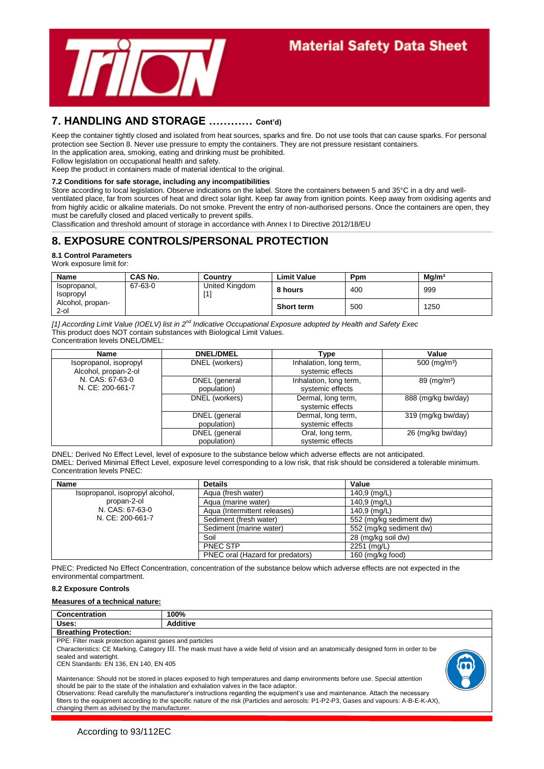## 7. HANDLING AND STORAGE ………… Cont'd)

Keep the container tightly closed and isolated from heat sources, sparks and fire. Do not use tools that can cause sparks. For personal protection see Section 8. Never use pressure to empty the containers. They are not pressure resistant containers.
In the application area, smoking, eating and drinking must be prohibited.
Follow legislation on occupational health and safety.
Keep the product in containers made of material identical to the original.

### 7.2 Conditions for safe storage, including any incompatibilities

Store according to local legislation. Observe indications on the label. Store the containers between 5 and 35°C in a dry and well-ventilated place, far from sources of heat and direct solar light. Keep far away from ignition points. Keep away from oxidising agents and from highly acidic or alkaline materials. Do not smoke. Prevent the entry of non-authorised persons. Once the containers are open, they must be carefully closed and placed vertically to prevent spills.
Classification and threshold amount of storage in accordance with Annex I to Directive 2012/18/EU

## 8. EXPOSURE CONTROLS/PERSONAL PROTECTION

### 8.1 Control Parameters

Work exposure limit for:

| Name | CAS No. | Country | Limit Value | Ppm | Mg/m³ |
|---|---|---|---|---|---|
| Isopropanol, Isopropyl Alcohol, propan-2-ol | 67-63-0 | United Kingdom [1] | **8 hours** | 400 | 999 |
| | | | **Short term** | 500 | 1250 |

*[1] According Limit Value (IOELV) list in 2nd Indicative Occupational Exposure adopted by Health and Safety Exec*
This product does NOT contain substances with Biological Limit Values.
Concentration levels DNEL/DMEL:

| Name | DNEL/DMEL | Type | Value |
|---|---|---|---|
| Isopropanol, isopropyl Alcohol, propan-2-ol N. CAS: 67-63-0 N. CE: 200-661-7 | DNEL (workers) | Inhalation, long term, systemic effects | 500 (mg/m³) |
| | DNEL (general population) | Inhalation, long term, systemic effects | 89 (mg/m³) |
| | DNEL (workers) | Dermal, long term, systemic effects | 888 (mg/kg bw/day) |
| | DNEL (general population) | Dermal, long term, systemic effects | 319 (mg/kg bw/day) |
| | DNEL (general population) | Oral, long term, systemic effects | 26 (mg/kg bw/day) |

DNEL: Derived No Effect Level, level of exposure to the substance below which adverse effects are not anticipated.
DMEL: Derived Minimal Effect Level, exposure level corresponding to a low risk, that risk should be considered a tolerable minimum.
Concentration levels PNEC:

| Name | Details | Value |
|---|---|---|
| Isopropanol, isopropyl alcohol, propan-2-ol N. CAS: 67-63-0 N. CE: 200-661-7 | Aqua (fresh water) | 140,9 (mg/L) |
| | Aqua (marine water) | 140,9 (mg/L) |
| | Aqua (Intermittent releases) | 140,9 (mg/L) |
| | Sediment (fresh water) | 552 (mg/kg sediment dw) |
| | Sediment (marine water) | 552 (mg/kg sediment dw) |
| | Soil | 28 (mg/kg soil dw) |
| | PNEC STP | 2251 (mg/L) |
| | PNEC oral (Hazard for predators) | 160 (mg/kg food) |

PNEC: Predicted No Effect Concentration, concentration of the substance below which adverse effects are not expected in the environmental compartment.

### 8.2 Exposure Controls

**Measures of a technical nature:**

| Concentration | 100% |
|---|---|
| **Uses:** | **Additive** |

**Breathing Protection:**

PPE: Filter mask protection against gases and particles
Characteristics: CE Marking, Category III. The mask must have a wide field of vision and an anatomically designed form in order to be sealed and watertight.
CEN Standards: EN 136, EN 140, EN 405

Maintenance: Should not be stored in places exposed to high temperatures and damp environments before use. Special attention should be pair to the state of the inhalation and exhalation valves in the face adaptor.
Observations: Read carefully the manufacturer's instructions regarding the equipment's use and maintenance. Attach the necessary filters to the equipment according to the specific nature of the risk (Particles and aerosols: P1-P2-P3, Gases and vapours: A-B-E-K-AX), changing them as advised by the manufacturer.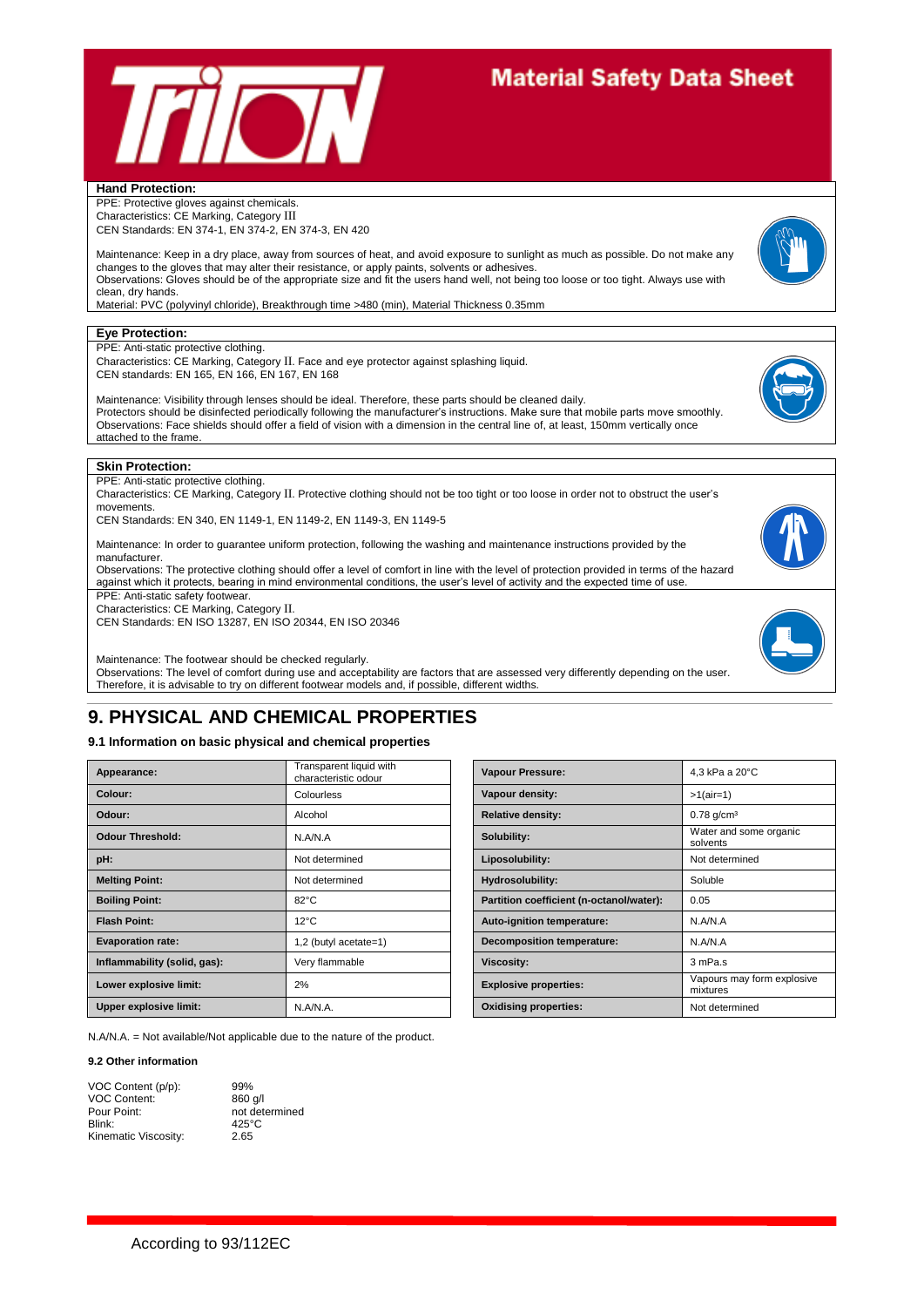**Hand Protection:**

PPE: Protective gloves against chemicals.
Characteristics: CE Marking, Category III
CEN Standards: EN 374-1, EN 374-2, EN 374-3, EN 420

Maintenance: Keep in a dry place, away from sources of heat, and avoid exposure to sunlight as much as possible. Do not make any changes to the gloves that may alter their resistance, or apply paints, solvents or adhesives.
Observations: Gloves should be of the appropriate size and fit the users hand well, not being too loose or too tight. Always use with clean, dry hands.
Material: PVC (polyvinyl chloride), Breakthrough time >480 (min), Material Thickness 0.35mm

**Eye Protection:**

PPE: Anti-static protective clothing.
Characteristics: CE Marking, Category II. Face and eye protector against splashing liquid.
CEN standards: EN 165, EN 166, EN 167, EN 168

Maintenance: Visibility through lenses should be ideal. Therefore, these parts should be cleaned daily.
Protectors should be disinfected periodically following the manufacturer's instructions. Make sure that mobile parts move smoothly.
Observations: Face shields should offer a field of vision with a dimension in the central line of, at least, 150mm vertically once attached to the frame.

**Skin Protection:**

PPE: Anti-static protective clothing.
Characteristics: CE Marking, Category II. Protective clothing should not be too tight or too loose in order not to obstruct the user's movements.
CEN Standards: EN 340, EN 1149-1, EN 1149-2, EN 1149-3, EN 1149-5

Maintenance: In order to guarantee uniform protection, following the washing and maintenance instructions provided by the manufacturer.
Observations: The protective clothing should offer a level of comfort in line with the level of protection provided in terms of the hazard against which it protects, bearing in mind environmental conditions, the user's level of activity and the expected time of use.

PPE: Anti-static safety footwear.
Characteristics: CE Marking, Category II.
CEN Standards: EN ISO 13287, EN ISO 20344, EN ISO 20346

Maintenance: The footwear should be checked regularly.
Observations: The level of comfort during use and acceptability are factors that are assessed very differently depending on the user. Therefore, it is advisable to try on different footwear models and, if possible, different widths.

# 9. PHYSICAL AND CHEMICAL PROPERTIES

### 9.1 Information on basic physical and chemical properties

| Property | Value |
|---|---|
| **Appearance:** | Transparent liquid with characteristic odour |
| **Colour:** | Colourless |
| **Odour:** | Alcohol |
| **Odour Threshold:** | N.A/N.A |
| **pH:** | Not determined |
| **Melting Point:** | Not determined |
| **Boiling Point:** | 82°C |
| **Flash Point:** | 12°C |
| **Evaporation rate:** | 1,2 (butyl acetate=1) |
| **Inflammability (solid, gas):** | Very flammable |
| **Lower explosive limit:** | 2% |
| **Upper explosive limit:** | N.A/N.A. |

| Property | Value |
|---|---|
| **Vapour Pressure:** | 4,3 kPa a 20°C |
| **Vapour density:** | >1(air=1) |
| **Relative density:** | 0.78 g/cm³ |
| **Solubility:** | Water and some organic solvents |
| **Liposolubility:** | Not determined |
| **Hydrosolubility:** | Soluble |
| **Partition coefficient (n-octanol/water):** | 0.05 |
| **Auto-ignition temperature:** | N.A/N.A |
| **Decomposition temperature:** | N.A/N.A |
| **Viscosity:** | 3 mPa.s |
| **Explosive properties:** | Vapours may form explosive mixtures |
| **Oxidising properties:** | Not determined |

N.A/N.A. = Not available/Not applicable due to the nature of the product.

#### 9.2 Other information

| | |
|---|---|
| VOC Content (p/p): | 99% |
| VOC Content: | 860 g/l |
| Pour Point: | not determined |
| Blink: | 425°C |
| Kinematic Viscosity: | 2.65 |

According to 93/112EC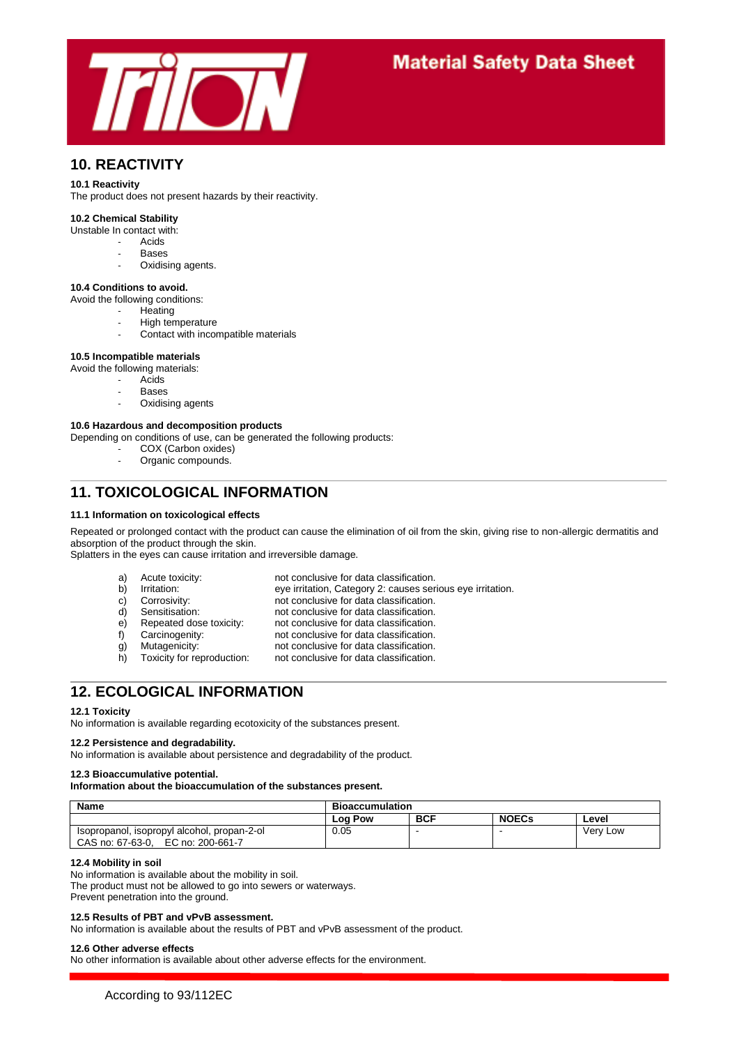## 10. REACTIVITY

**10.1 Reactivity**

The product does not present hazards by their reactivity.

**10.2 Chemical Stability**

Unstable In contact with:

- Acids
- Bases
- Oxidising agents.

**10.4 Conditions to avoid.**

Avoid the following conditions:

- Heating
- High temperature
- Contact with incompatible materials

**10.5 Incompatible materials**

Avoid the following materials:

- Acids
- Bases
- Oxidising agents

**10.6 Hazardous and decomposition products**

Depending on conditions of use, can be generated the following products:

- COX (Carbon oxides)
- Organic compounds.

## 11. TOXICOLOGICAL INFORMATION

**11.1 Information on toxicological effects**

Repeated or prolonged contact with the product can cause the elimination of oil from the skin, giving rise to non-allergic dermatitis and absorption of the product through the skin.
Splatters in the eyes can cause irritation and irreversible damage.

a) Acute toxicity: not conclusive for data classification.
b) Irritation: eye irritation, Category 2: causes serious eye irritation.
c) Corrosivity: not conclusive for data classification.
d) Sensitisation: not conclusive for data classification.
e) Repeated dose toxicity: not conclusive for data classification.
f) Carcinogenity: not conclusive for data classification.
g) Mutagenicity: not conclusive for data classification.
h) Toxicity for reproduction: not conclusive for data classification.

## 12. ECOLOGICAL INFORMATION

**12.1 Toxicity**

No information is available regarding ecotoxicity of the substances present.

**12.2 Persistence and degradability.**

No information is available about persistence and degradability of the product.

**12.3 Bioaccumulative potential.**

**Information about the bioaccumulation of the substances present.**

| Name | Bioaccumulation | | | |
|---|---|---|---|---|
| | Log Pow | BCF | NOECs | Level |
| Isopropanol, isopropyl alcohol, propan-2-ol<br>CAS no: 67-63-0, EC no: 200-661-7 | 0.05 | - | - | Very Low |

**12.4 Mobility in soil**

No information is available about the mobility in soil.
The product must not be allowed to go into sewers or waterways.
Prevent penetration into the ground.

**12.5 Results of PBT and vPvB assessment.**

No information is available about the results of PBT and vPvB assessment of the product.

**12.6 Other adverse effects**

No other information is available about other adverse effects for the environment.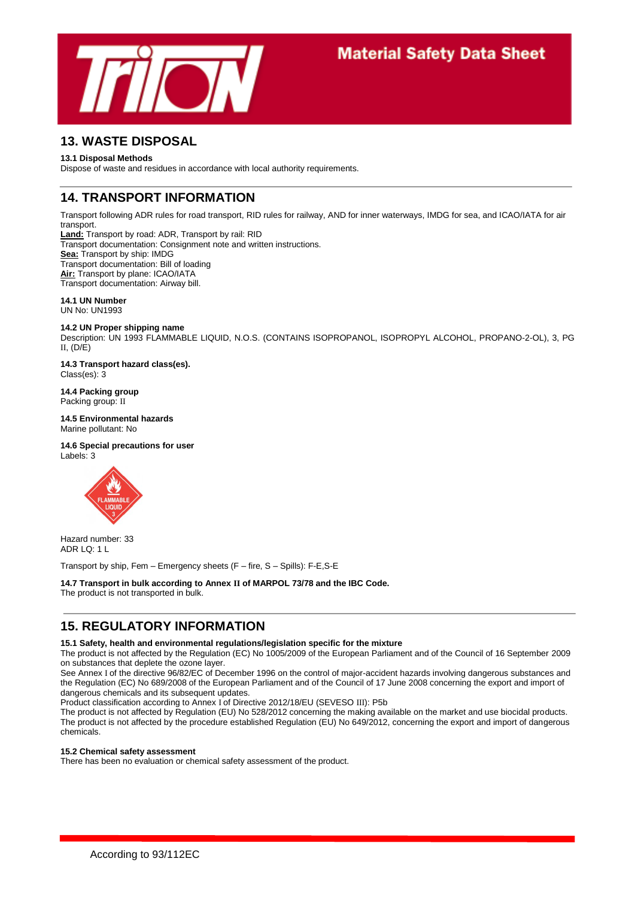## 13. WASTE DISPOSAL

**13.1 Disposal Methods**

Dispose of waste and residues in accordance with local authority requirements.

## 14. TRANSPORT INFORMATION

Transport following ADR rules for road transport, RID rules for railway, AND for inner waterways, IMDG for sea, and ICAO/IATA for air transport.

**Land:** Transport by road: ADR, Transport by rail: RID
Transport documentation: Consignment note and written instructions.
**Sea:** Transport by ship: IMDG
Transport documentation: Bill of loading
**Air:** Transport by plane: ICAO/IATA
Transport documentation: Airway bill.

**14.1 UN Number**

UN No: UN1993

**14.2 UN Proper shipping name**

Description: UN 1993 FLAMMABLE LIQUID, N.O.S. (CONTAINS ISOPROPANOL, ISOPROPYL ALCOHOL, PROPANO-2-OL), 3, PG II, (D/E)

**14.3 Transport hazard class(es).**

Class(es): 3

**14.4 Packing group**

Packing group: II

**14.5 Environmental hazards**

Marine pollutant: No

**14.6 Special precautions for user**

Labels: 3

Hazard number: 33
ADR LQ: 1 L

Transport by ship, Fem – Emergency sheets (F – fire, S – Spills): F-E,S-E

**14.7 Transport in bulk according to Annex II of MARPOL 73/78 and the IBC Code.**

The product is not transported in bulk.

## 15. REGULATORY INFORMATION

**15.1 Safety, health and environmental regulations/legislation specific for the mixture**

The product is not affected by the Regulation (EC) No 1005/2009 of the European Parliament and of the Council of 16 September 2009 on substances that deplete the ozone layer.
See Annex I of the directive 96/82/EC of December 1996 on the control of major-accident hazards involving dangerous substances and the Regulation (EC) No 689/2008 of the European Parliament and of the Council of 17 June 2008 concerning the export and import of dangerous chemicals and its subsequent updates.
Product classification according to Annex I of Directive 2012/18/EU (SEVESO III): P5b
The product is not affected by Regulation (EU) No 528/2012 concerning the making available on the market and use biocidal products.
The product is not affected by the procedure established Regulation (EU) No 649/2012, concerning the export and import of dangerous chemicals.

**15.2 Chemical safety assessment**

There has been no evaluation or chemical safety assessment of the product.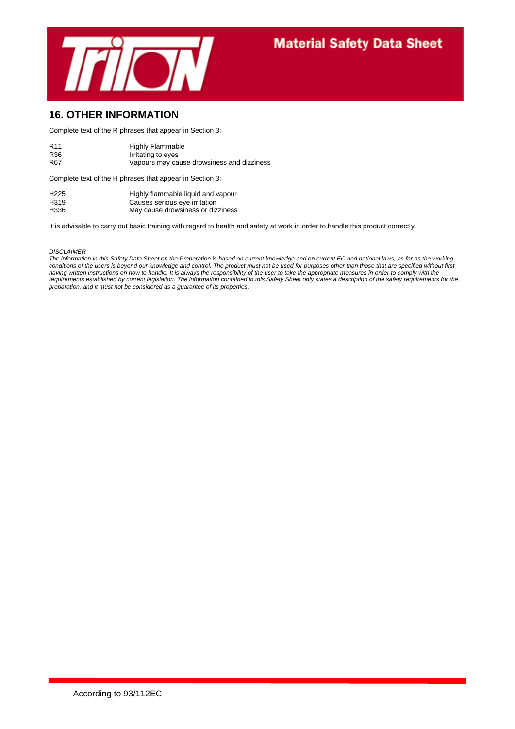## 16. OTHER INFORMATION

Complete text of the R phrases that appear in Section 3:

| | |
|---|---|
| R11 | Highly Flammable |
| R36 | Irritating to eyes |
| R67 | Vapours may cause drowsiness and dizziness |

Complete text of the H phrases that appear in Section 3:

| | |
|---|---|
| H225 | Highly flammable liquid and vapour |
| H319 | Causes serious eye irritation |
| H336 | May cause drowsiness or dizziness |

It is advisable to carry out basic training with regard to health and safety at work in order to handle this product correctly.

*DISCLAIMER*
*The information in this Safety Data Sheet on the Preparation is based on current knowledge and on current EC and national laws, as far as the working conditions of the users is beyond our knowledge and control. The product must not be used for purposes other than those that are specified without first having written instructions on how to handle. It is always the responsibility of the user to take the appropriate measures in order to comply with the requirements established by current legislation. The information contained in this Safety Sheet only states a description of the safety requirements for the preparation, and it must not be considered as a guarantee of its properties.*